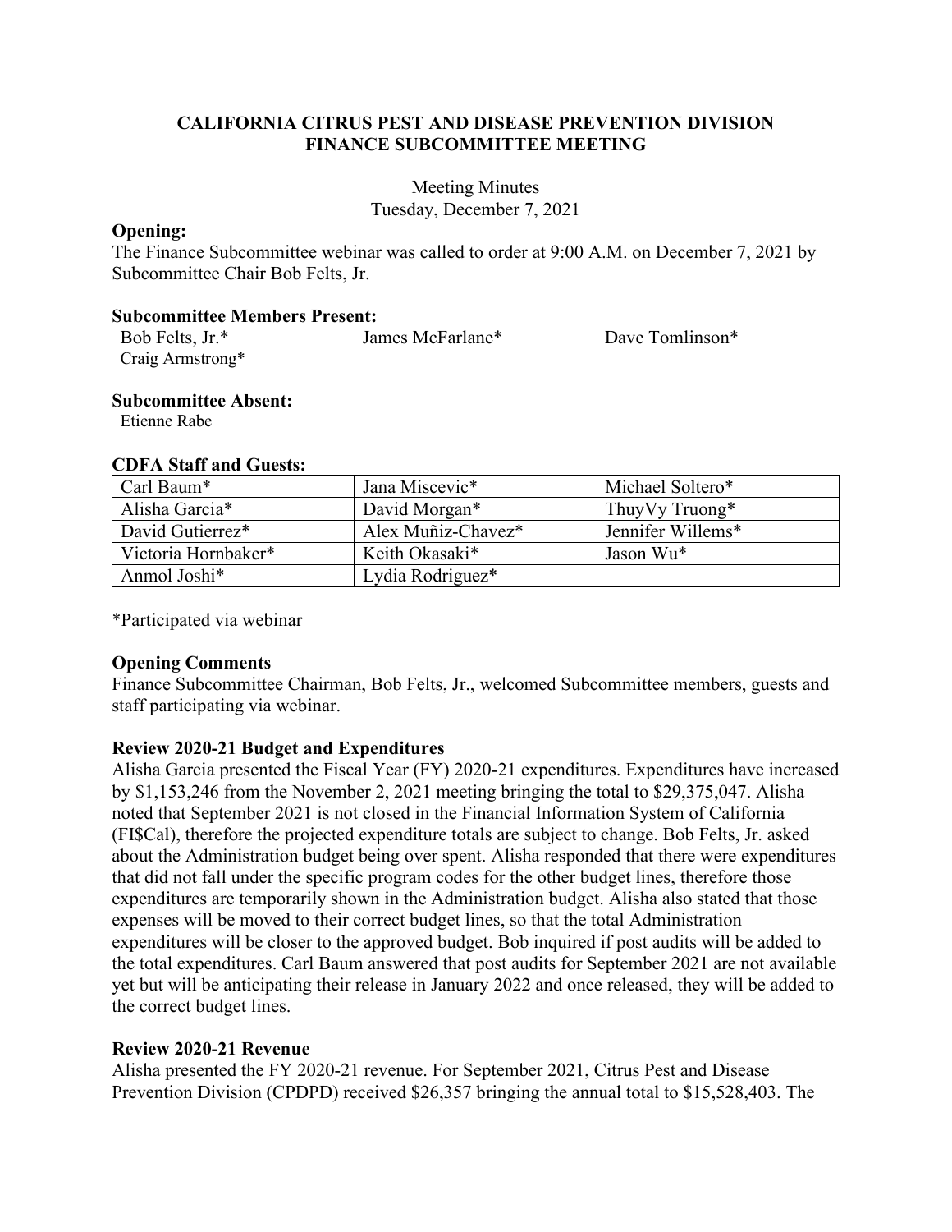# CALIFORNIA CITRUS PEST AND DISEASE PREVENTION DIVISION FINANCE SUBCOMMITTEE MEETING

Meeting Minutes
Tuesday, December 7, 2021

**Opening:**
The Finance Subcommittee webinar was called to order at 9:00 A.M. on December 7, 2021 by Subcommittee Chair Bob Felts, Jr.

**Subcommittee Members Present:**

Bob Felts, Jr.* James McFarlane* Dave Tomlinson*
Craig Armstrong*

**Subcommittee Absent:**
Etienne Rabe

**CDFA Staff and Guests:**

| Carl Baum* | Jana Miscevic* | Michael Soltero* |
|---|---|---|
| Alisha Garcia* | David Morgan* | ThuyVy Truong* |
| David Gutierrez* | Alex Muñiz-Chavez* | Jennifer Willems* |
| Victoria Hornbaker* | Keith Okasaki* | Jason Wu* |
| Anmol Joshi* | Lydia Rodriguez* | |

*Participated via webinar

**Opening Comments**
Finance Subcommittee Chairman, Bob Felts, Jr., welcomed Subcommittee members, guests and staff participating via webinar.

**Review 2020-21 Budget and Expenditures**
Alisha Garcia presented the Fiscal Year (FY) 2020-21 expenditures. Expenditures have increased by $1,153,246 from the November 2, 2021 meeting bringing the total to $29,375,047. Alisha noted that September 2021 is not closed in the Financial Information System of California (FI$Cal), therefore the projected expenditure totals are subject to change. Bob Felts, Jr. asked about the Administration budget being over spent. Alisha responded that there were expenditures that did not fall under the specific program codes for the other budget lines, therefore those expenditures are temporarily shown in the Administration budget. Alisha also stated that those expenses will be moved to their correct budget lines, so that the total Administration expenditures will be closer to the approved budget. Bob inquired if post audits will be added to the total expenditures. Carl Baum answered that post audits for September 2021 are not available yet but will be anticipating their release in January 2022 and once released, they will be added to the correct budget lines.

**Review 2020-21 Revenue**
Alisha presented the FY 2020-21 revenue. For September 2021, Citrus Pest and Disease Prevention Division (CPDPD) received $26,357 bringing the annual total to $15,528,403. The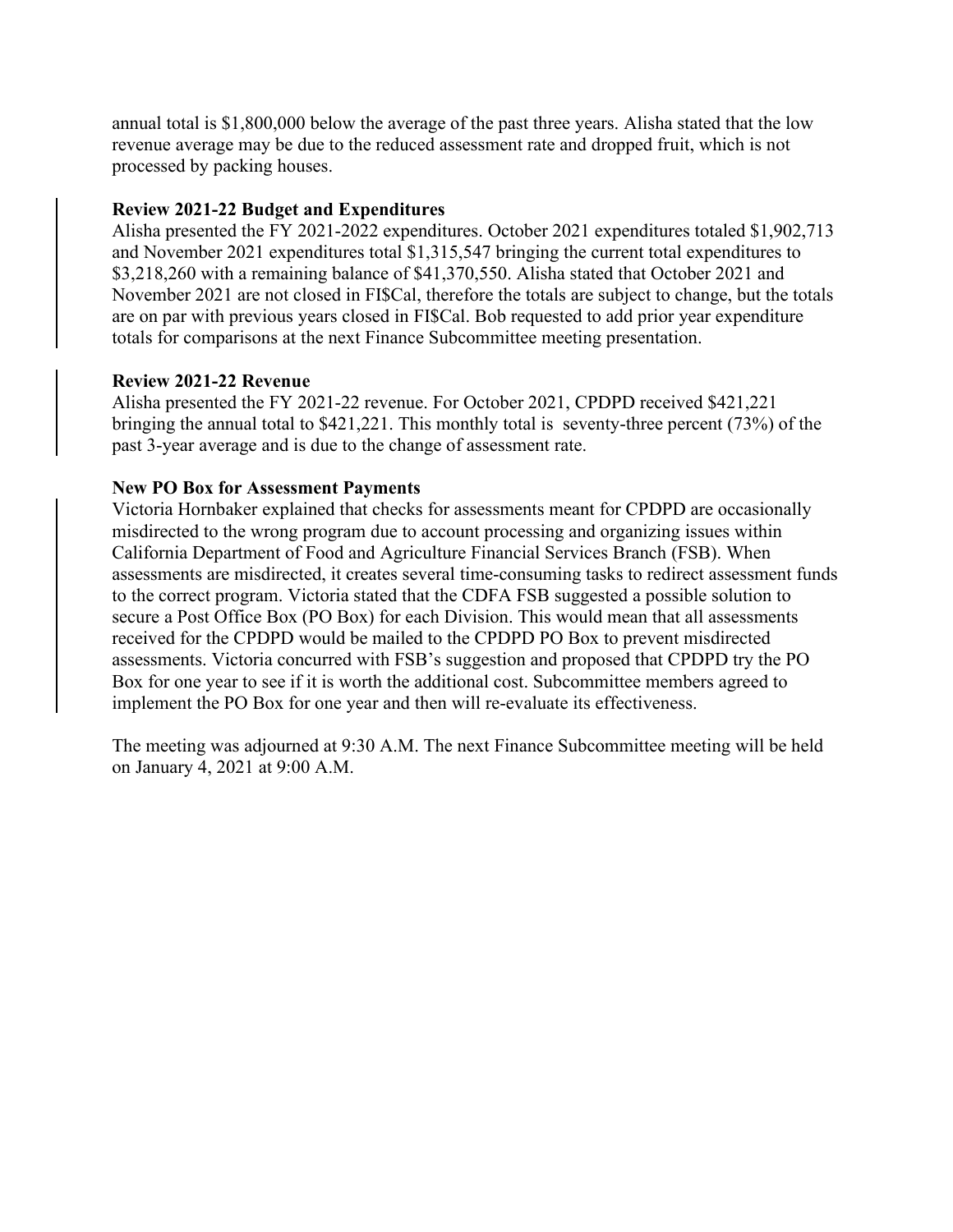annual total is $1,800,000 below the average of the past three years. Alisha stated that the low revenue average may be due to the reduced assessment rate and dropped fruit, which is not processed by packing houses.

**Review 2021-22 Budget and Expenditures**

Alisha presented the FY 2021-2022 expenditures. October 2021 expenditures totaled $1,902,713 and November 2021 expenditures total $1,315,547 bringing the current total expenditures to $3,218,260 with a remaining balance of $41,370,550. Alisha stated that October 2021 and November 2021 are not closed in FI$Cal, therefore the totals are subject to change, but the totals are on par with previous years closed in FI$Cal. Bob requested to add prior year expenditure totals for comparisons at the next Finance Subcommittee meeting presentation.

**Review 2021-22 Revenue**

Alisha presented the FY 2021-22 revenue. For October 2021, CPDPD received $421,221 bringing the annual total to $421,221. This monthly total is seventy-three percent (73%) of the past 3-year average and is due to the change of assessment rate.

**New PO Box for Assessment Payments**

Victoria Hornbaker explained that checks for assessments meant for CPDPD are occasionally misdirected to the wrong program due to account processing and organizing issues within California Department of Food and Agriculture Financial Services Branch (FSB). When assessments are misdirected, it creates several time-consuming tasks to redirect assessment funds to the correct program. Victoria stated that the CDFA FSB suggested a possible solution to secure a Post Office Box (PO Box) for each Division. This would mean that all assessments received for the CPDPD would be mailed to the CPDPD PO Box to prevent misdirected assessments. Victoria concurred with FSB's suggestion and proposed that CPDPD try the PO Box for one year to see if it is worth the additional cost. Subcommittee members agreed to implement the PO Box for one year and then will re-evaluate its effectiveness.

The meeting was adjourned at 9:30 A.M. The next Finance Subcommittee meeting will be held on January 4, 2021 at 9:00 A.M.